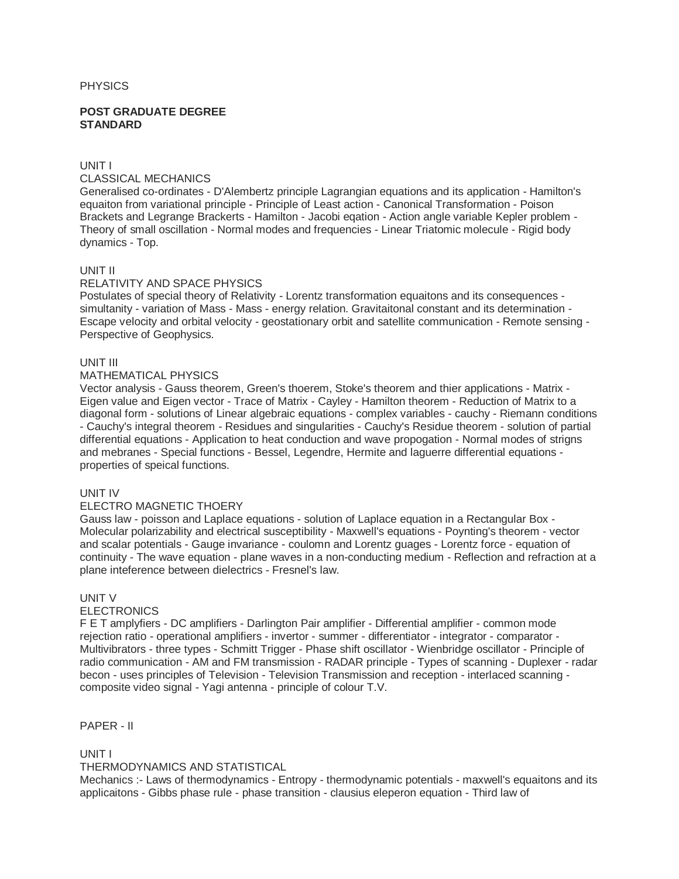PHYSICS

**POST GRADUATE DEGREE STANDARD**

UNIT I

CLASSICAL MECHANICS

Generalised co-ordinates - D'Alembertz principle Lagrangian equations and its application - Hamilton's equaiton from variational principle - Principle of Least action - Canonical Transformation - Poison Brackets and Legrange Brackerts - Hamilton - Jacobi eqation - Action angle variable Kepler problem - Theory of small oscillation - Normal modes and frequencies - Linear Triatomic molecule - Rigid body dynamics - Top.

UNIT II

RELATIVITY AND SPACE PHYSICS

Postulates of special theory of Relativity - Lorentz transformation equaitons and its consequences - simultanity - variation of Mass - Mass - energy relation. Gravitaitonal constant and its determination - Escape velocity and orbital velocity - geostationary orbit and satellite communication - Remote sensing - Perspective of Geophysics.

UNIT III

MATHEMATICAL PHYSICS

Vector analysis - Gauss theorem, Green's thoerem, Stoke's theorem and thier applications - Matrix - Eigen value and Eigen vector - Trace of Matrix - Cayley - Hamilton theorem - Reduction of Matrix to a diagonal form - solutions of Linear algebraic equations - complex variables - cauchy - Riemann conditions - Cauchy's integral theorem - Residues and singularities - Cauchy's Residue theorem - solution of partial differential equations - Application to heat conduction and wave propogation - Normal modes of strigns and mebranes - Special functions - Bessel, Legendre, Hermite and laguerre differential equations - properties of speical functions.

UNIT IV

ELECTRO MAGNETIC THOERY

Gauss law - poisson and Laplace equations - solution of Laplace equation in a Rectangular Box - Molecular polarizability and electrical susceptibility - Maxwell's equations - Poynting's theorem - vector and scalar potentials - Gauge invariance - coulomn and Lorentz guages - Lorentz force - equation of continuity - The wave equation - plane waves in a non-conducting medium - Reflection and refraction at a plane inteference between dielectrics - Fresnel's law.

UNIT V

ELECTRONICS

F E T amplyfiers - DC amplifiers - Darlington Pair amplifier - Differential amplifier - common mode rejection ratio - operational amplifiers - invertor - summer - differentiator - integrator - comparator - Multivibrators - three types - Schmitt Trigger - Phase shift oscillator - Wienbridge oscillator - Principle of radio communication - AM and FM transmission - RADAR principle - Types of scanning - Duplexer - radar becon - uses principles of Television - Television Transmission and reception - interlaced scanning - composite video signal - Yagi antenna - principle of colour T.V.

PAPER - II

UNIT I

THERMODYNAMICS AND STATISTICAL

Mechanics :- Laws of thermodynamics - Entropy - thermodynamic potentials - maxwell's equaitons and its applicaitons - Gibbs phase rule - phase transition - clausius eleperon equation - Third law of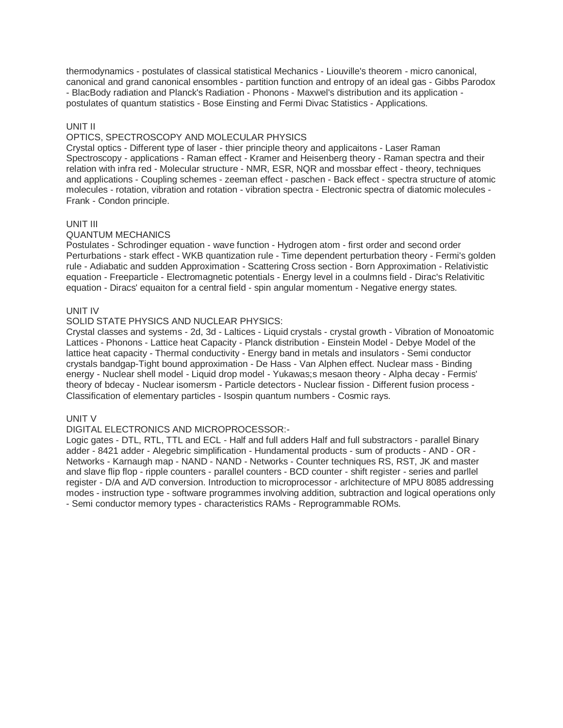thermodynamics - postulates of classical statistical Mechanics - Liouville's theorem - micro canonical, canonical and grand canonical ensombles - partition function and entropy of an ideal gas - Gibbs Parodox - BlacBody radiation and Planck's Radiation - Phonons - Maxwel's distribution and its application - postulates of quantum statistics - Bose Einsting and Fermi Divac Statistics - Applications.

UNIT II

OPTICS, SPECTROSCOPY AND MOLECULAR PHYSICS

Crystal optics - Different type of laser - thier principle theory and applicaitons - Laser Raman Spectroscopy - applications - Raman effect - Kramer and Heisenberg theory - Raman spectra and their relation with infra red - Molecular structure - NMR, ESR, NQR and mossbar effect - theory, techniques and applications - Coupling schemes - zeeman effect - paschen - Back effect - spectra structure of atomic molecules - rotation, vibration and rotation - vibration spectra - Electronic spectra of diatomic molecules - Frank - Condon principle.

UNIT III

QUANTUM MECHANICS

Postulates - Schrodinger equation - wave function - Hydrogen atom - first order and second order Perturbations - stark effect - WKB quantization rule - Time dependent perturbation theory - Fermi's golden rule - Adiabatic and sudden Approximation - Scattering Cross section - Born Approximation - Relativistic equation - Freeparticle - Electromagnetic potentials - Energy level in a coulmns field - Dirac's Relativitic equation - Diracs' equaiton for a central field - spin angular momentum - Negative energy states.

UNIT IV

SOLID STATE PHYSICS AND NUCLEAR PHYSICS:

Crystal classes and systems - 2d, 3d - Laltices - Liquid crystals - crystal growth - Vibration of Monoatomic Lattices - Phonons - Lattice heat Capacity - Planck distribution - Einstein Model - Debye Model of the lattice heat capacity - Thermal conductivity - Energy band in metals and insulators - Semi conductor crystals bandgap-Tight bound approximation - De Hass - Van Alphen effect. Nuclear mass - Binding energy - Nuclear shell model - Liquid drop model - Yukawas;s mesaon theory - Alpha decay - Fermis' theory of bdecay - Nuclear isomersm - Particle detectors - Nuclear fission - Different fusion process - Classification of elementary particles - Isospin quantum numbers - Cosmic rays.

UNIT V

DIGITAL ELECTRONICS AND MICROPROCESSOR:-

Logic gates - DTL, RTL, TTL and ECL - Half and full adders Half and full substractors - parallel Binary adder - 8421 adder - Alegebric simplification - Hundamental products - sum of products - AND - OR - Networks - Karnaugh map - NAND - NAND - Networks - Counter techniques RS, RST, JK and master and slave flip flop - ripple counters - parallel counters - BCD counter - shift register - series and parllel register - D/A and A/D conversion. Introduction to microprocessor - arlchitecture of MPU 8085 addressing modes - instruction type - software programmes involving addition, subtraction and logical operations only - Semi conductor memory types - characteristics RAMs - Reprogrammable ROMs.